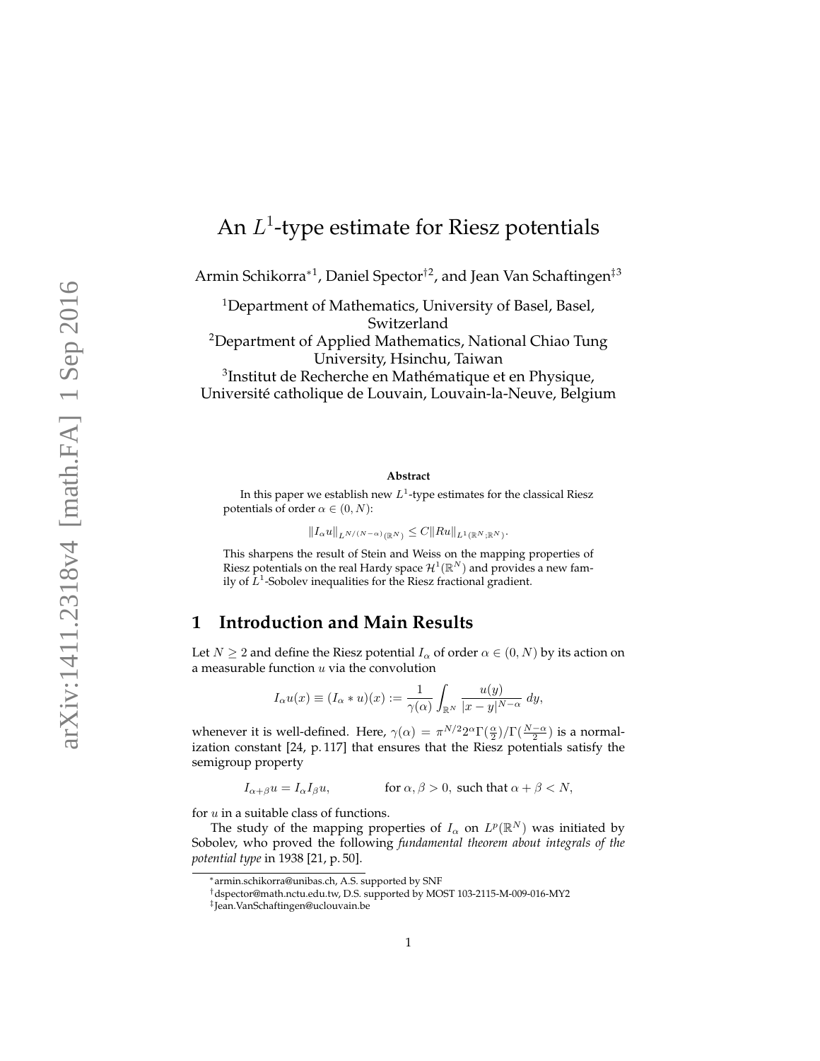# An $L^1$-type estimate for Riesz potentials

Armin Schikorra[*1], Daniel Spector[†2], and Jean Van Schaftingen[‡3]

[1]Department of Mathematics, University of Basel, Basel, Switzerland

[2]Department of Applied Mathematics, National Chiao Tung University, Hsinchu, Taiwan

[3]Institut de Recherche en Mathématique et en Physique, Université catholique de Louvain, Louvain-la-Neuve, Belgium

**Abstract**

In this paper we establish new $L^1$-type estimates for the classical Riesz potentials of order $\alpha \in (0, N)$:

$$\|I_\alpha u\|_{L^{N/(N-\alpha)}(\mathbb{R}^N)} \leq C\|Ru\|_{L^1(\mathbb{R}^N;\mathbb{R}^N)}.$$

This sharpens the result of Stein and Weiss on the mapping properties of Riesz potentials on the real Hardy space $\mathcal{H}^1(\mathbb{R}^N)$ and provides a new family of $L^1$-Sobolev inequalities for the Riesz fractional gradient.

## 1 Introduction and Main Results

Let $N \geq 2$ and define the Riesz potential $I_\alpha$ of order $\alpha \in (0, N)$ by its action on a measurable function $u$ via the convolution

$$I_\alpha u(x) \equiv (I_\alpha * u)(x) := \frac{1}{\gamma(\alpha)} \int_{\mathbb{R}^N} \frac{u(y)}{|x-y|^{N-\alpha}}\, dy,$$

whenever it is well-defined. Here, $\gamma(\alpha) = \pi^{N/2} 2^\alpha \Gamma(\frac{\alpha}{2})/\Gamma(\frac{N-\alpha}{2})$ is a normalization constant [24, p. 117] that ensures that the Riesz potentials satisfy the semigroup property

$$I_{\alpha+\beta} u = I_\alpha I_\beta u, \qquad \text{for } \alpha, \beta > 0, \text{ such that } \alpha + \beta < N,$$

for $u$ in a suitable class of functions.

The study of the mapping properties of $I_\alpha$ on $L^p(\mathbb{R}^N)$ was initiated by Sobolev, who proved the following *fundamental theorem about integrals of the potential type* in 1938 [21, p. 50].

---

[*]armin.schikorra@unibas.ch, A.S. supported by SNF

[†]dspector@math.nctu.edu.tw, D.S. supported by MOST 103-2115-M-009-016-MY2

[‡]Jean.VanSchaftingen@uclouvain.be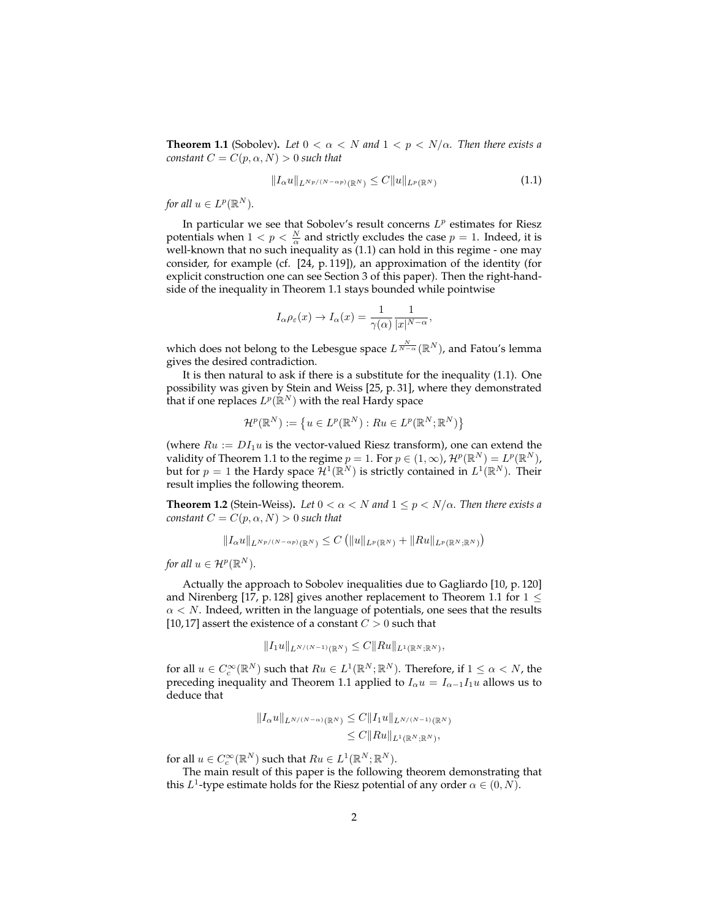**Theorem 1.1** (Sobolev)**.** *Let $0 < \alpha < N$ and $1 < p < N/\alpha$. Then there exists a constant $C = C(p, \alpha, N) > 0$ such that*

$$\|I_\alpha u\|_{L^{Np/(N-\alpha p)}(\mathbb{R}^N)} \leq C\|u\|_{L^p(\mathbb{R}^N)} \tag{1.1}$$

*for all $u \in L^p(\mathbb{R}^N)$.*

In particular we see that Sobolev's result concerns $L^p$ estimates for Riesz potentials when $1 < p < \frac{N}{\alpha}$ and strictly excludes the case $p = 1$. Indeed, it is well-known that no such inequality as (1.1) can hold in this regime - one may consider, for example (cf. [24, p. 119]), an approximation of the identity (for explicit construction one can see Section 3 of this paper). Then the right-hand-side of the inequality in Theorem 1.1 stays bounded while pointwise

$$I_\alpha \rho_\varepsilon(x) \to I_\alpha(x) = \frac{1}{\gamma(\alpha)} \frac{1}{|x|^{N-\alpha}},$$

which does not belong to the Lebesgue space $L^{\frac{N}{N-\alpha}}(\mathbb{R}^N)$, and Fatou's lemma gives the desired contradiction.

It is then natural to ask if there is a substitute for the inequality (1.1). One possibility was given by Stein and Weiss [25, p. 31], where they demonstrated that if one replaces $L^p(\mathbb{R}^N)$ with the real Hardy space

$$\mathcal{H}^p(\mathbb{R}^N) := \left\{ u \in L^p(\mathbb{R}^N) : Ru \in L^p(\mathbb{R}^N; \mathbb{R}^N) \right\}$$

(where $Ru := DI_1 u$ is the vector-valued Riesz transform), one can extend the validity of Theorem 1.1 to the regime $p = 1$. For $p \in (1, \infty)$, $\mathcal{H}^p(\mathbb{R}^N) = L^p(\mathbb{R}^N)$, but for $p = 1$ the Hardy space $\mathcal{H}^1(\mathbb{R}^N)$ is strictly contained in $L^1(\mathbb{R}^N)$. Their result implies the following theorem.

**Theorem 1.2** (Stein-Weiss)**.** *Let $0 < \alpha < N$ and $1 \leq p < N/\alpha$. Then there exists a constant $C = C(p, \alpha, N) > 0$ such that*

$$\|I_\alpha u\|_{L^{Np/(N-\alpha p)}(\mathbb{R}^N)} \leq C \left( \|u\|_{L^p(\mathbb{R}^N)} + \|Ru\|_{L^p(\mathbb{R}^N; \mathbb{R}^N)} \right)$$

*for all $u \in \mathcal{H}^p(\mathbb{R}^N)$.*

Actually the approach to Sobolev inequalities due to Gagliardo [10, p. 120] and Nirenberg [17, p. 128] gives another replacement to Theorem 1.1 for $1 \leq \alpha < N$. Indeed, written in the language of potentials, one sees that the results [10, 17] assert the existence of a constant $C > 0$ such that

$$\|I_1 u\|_{L^{N/(N-1)}(\mathbb{R}^N)} \leq C\|Ru\|_{L^1(\mathbb{R}^N; \mathbb{R}^N)},$$

for all $u \in C_c^\infty(\mathbb{R}^N)$ such that $Ru \in L^1(\mathbb{R}^N; \mathbb{R}^N)$. Therefore, if $1 \leq \alpha < N$, the preceding inequality and Theorem 1.1 applied to $I_\alpha u = I_{\alpha-1} I_1 u$ allows us to deduce that

$$\begin{aligned} \|I_\alpha u\|_{L^{N/(N-\alpha)}(\mathbb{R}^N)} &\leq C\|I_1 u\|_{L^{N/(N-1)}(\mathbb{R}^N)} \\ &\leq C\|Ru\|_{L^1(\mathbb{R}^N; \mathbb{R}^N)}, \end{aligned}$$

for all $u \in C_c^\infty(\mathbb{R}^N)$ such that $Ru \in L^1(\mathbb{R}^N; \mathbb{R}^N)$.

The main result of this paper is the following theorem demonstrating that this $L^1$-type estimate holds for the Riesz potential of any order $\alpha \in (0, N)$.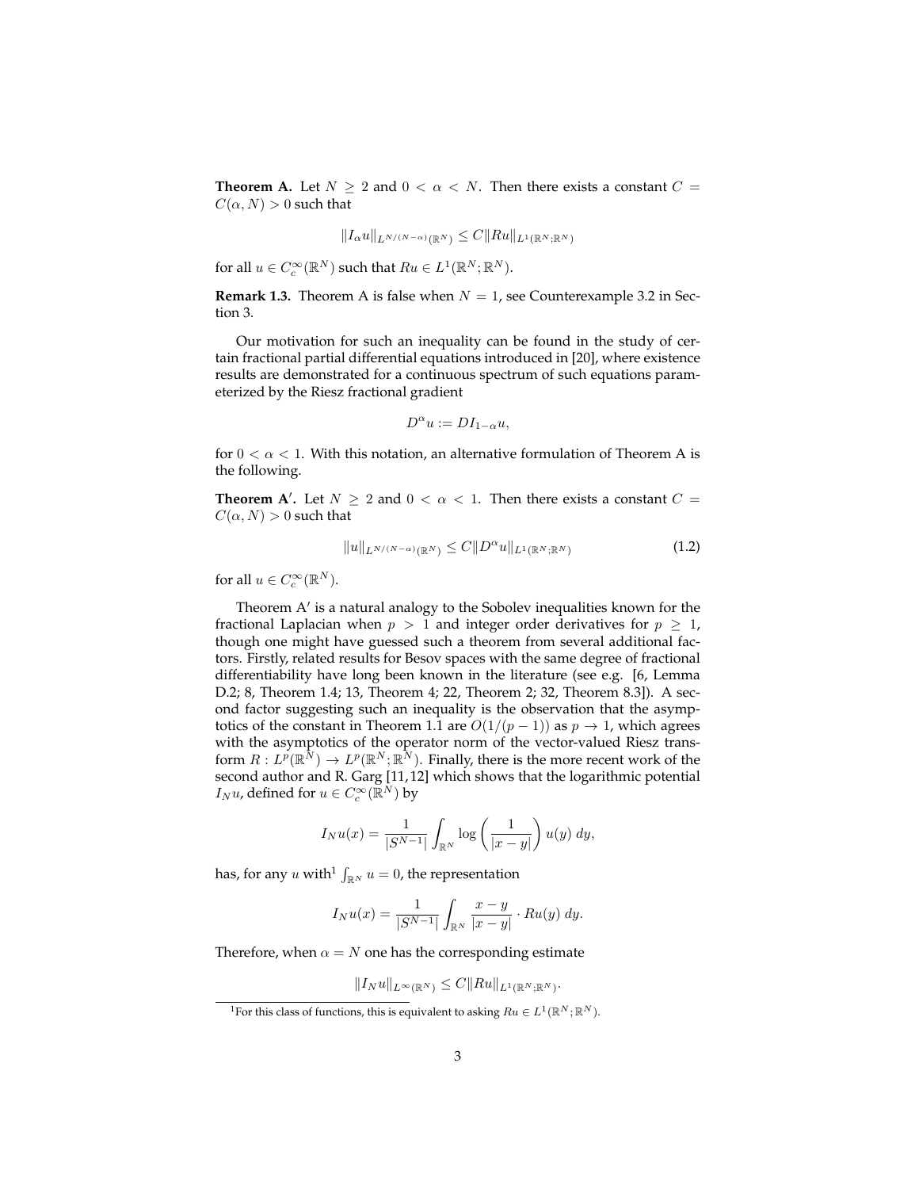**Theorem A.** Let $N \geq 2$ and $0 < \alpha < N$. Then there exists a constant $C = C(\alpha, N) > 0$ such that

$$\|I_\alpha u\|_{L^{N/(N-\alpha)}(\mathbb{R}^N)} \leq C \|Ru\|_{L^1(\mathbb{R}^N;\mathbb{R}^N)}$$

for all $u \in C_c^\infty(\mathbb{R}^N)$ such that $Ru \in L^1(\mathbb{R}^N;\mathbb{R}^N)$.

**Remark 1.3.** Theorem A is false when $N = 1$, see Counterexample 3.2 in Section 3.

Our motivation for such an inequality can be found in the study of certain fractional partial differential equations introduced in [20], where existence results are demonstrated for a continuous spectrum of such equations parameterized by the Riesz fractional gradient

$$D^\alpha u := DI_{1-\alpha} u,$$

for $0 < \alpha < 1$. With this notation, an alternative formulation of Theorem A is the following.

**Theorem A′.** Let $N \geq 2$ and $0 < \alpha < 1$. Then there exists a constant $C = C(\alpha, N) > 0$ such that

$$\|u\|_{L^{N/(N-\alpha)}(\mathbb{R}^N)} \leq C \|D^\alpha u\|_{L^1(\mathbb{R}^N;\mathbb{R}^N)} \tag{1.2}$$

for all $u \in C_c^\infty(\mathbb{R}^N)$.

Theorem A′ is a natural analogy to the Sobolev inequalities known for the fractional Laplacian when $p > 1$ and integer order derivatives for $p \geq 1$, though one might have guessed such a theorem from several additional factors. Firstly, related results for Besov spaces with the same degree of fractional differentiability have long been known in the literature (see e.g. [6, Lemma D.2; 8, Theorem 1.4; 13, Theorem 4; 22, Theorem 2; 32, Theorem 8.3]). A second factor suggesting such an inequality is the observation that the asymptotics of the constant in Theorem 1.1 are $O(1/(p-1))$ as $p \to 1$, which agrees with the asymptotics of the operator norm of the vector-valued Riesz transform $R : L^p(\mathbb{R}^N) \to L^p(\mathbb{R}^N;\mathbb{R}^N)$. Finally, there is the more recent work of the second author and R. Garg [11,12] which shows that the logarithmic potential $I_N u$, defined for $u \in C_c^\infty(\mathbb{R}^N)$ by

$$I_N u(x) = \frac{1}{|S^{N-1}|} \int_{\mathbb{R}^N} \log\left(\frac{1}{|x-y|}\right) u(y)\, dy,$$

has, for any $u$ with[1] $\int_{\mathbb{R}^N} u = 0$, the representation

$$I_N u(x) = \frac{1}{|S^{N-1}|} \int_{\mathbb{R}^N} \frac{x-y}{|x-y|} \cdot Ru(y)\, dy.$$

Therefore, when $\alpha = N$ one has the corresponding estimate

$$\|I_N u\|_{L^\infty(\mathbb{R}^N)} \leq C \|Ru\|_{L^1(\mathbb{R}^N;\mathbb{R}^N)}.$$

[1] For this class of functions, this is equivalent to asking $Ru \in L^1(\mathbb{R}^N;\mathbb{R}^N)$.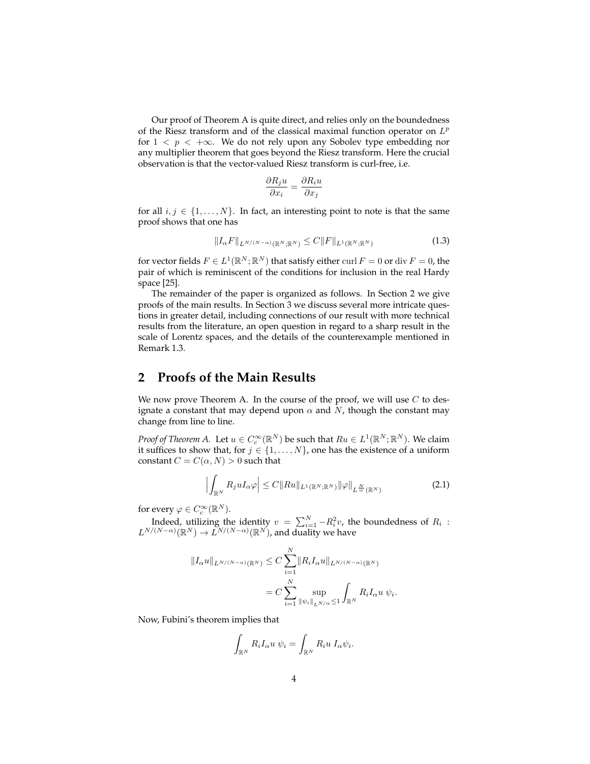Our proof of Theorem A is quite direct, and relies only on the boundedness of the Riesz transform and of the classical maximal function operator on $L^p$ for $1 < p < +\infty$. We do not rely upon any Sobolev type embedding nor any multiplier theorem that goes beyond the Riesz transform. Here the crucial observation is that the vector-valued Riesz transform is curl-free, i.e.

$$\frac{\partial R_j u}{\partial x_i} = \frac{\partial R_i u}{\partial x_j}$$

for all $i, j \in \{1, \ldots, N\}$. In fact, an interesting point to note is that the same proof shows that one has

$$\|I_\alpha F\|_{L^{N/(N-\alpha)}(\mathbb{R}^N;\mathbb{R}^N)} \leq C\|F\|_{L^1(\mathbb{R}^N;\mathbb{R}^N)} \tag{1.3}$$

for vector fields $F \in L^1(\mathbb{R}^N; \mathbb{R}^N)$ that satisfy either $\operatorname{curl} F = 0$ or $\operatorname{div} F = 0$, the pair of which is reminiscent of the conditions for inclusion in the real Hardy space [25].

The remainder of the paper is organized as follows. In Section 2 we give proofs of the main results. In Section 3 we discuss several more intricate questions in greater detail, including connections of our result with more technical results from the literature, an open question in regard to a sharp result in the scale of Lorentz spaces, and the details of the counterexample mentioned in Remark 1.3.

## 2 Proofs of the Main Results

We now prove Theorem A. In the course of the proof, we will use $C$ to designate a constant that may depend upon $\alpha$ and $N$, though the constant may change from line to line.

*Proof of Theorem A.* Let $u \in C_c^\infty(\mathbb{R}^N)$ be such that $Ru \in L^1(\mathbb{R}^N; \mathbb{R}^N)$. We claim it suffices to show that, for $j \in \{1, \ldots, N\}$, one has the existence of a uniform constant $C = C(\alpha, N) > 0$ such that

$$\left|\int_{\mathbb{R}^N} R_j u I_\alpha \varphi\right| \leq C\|Ru\|_{L^1(\mathbb{R}^N;\mathbb{R}^N)}\|\varphi\|_{L^{\frac{N}{\alpha}}(\mathbb{R}^N)} \tag{2.1}$$

for every $\varphi \in C_c^\infty(\mathbb{R}^N)$.

Indeed, utilizing the identity $v = \sum_{i=1}^N -R_i^2 v$, the boundedness of $R_i : L^{N/(N-\alpha)}(\mathbb{R}^N) \to L^{N/(N-\alpha)}(\mathbb{R}^N)$, and duality we have

$$\begin{aligned}
\|I_\alpha u\|_{L^{N/(N-\alpha)}(\mathbb{R}^N)} &\leq C\sum_{i=1}^N \|R_i I_\alpha u\|_{L^{N/(N-\alpha)}(\mathbb{R}^N)} \\
&= C\sum_{i=1}^N \sup_{\|\psi_i\|_{L^{N/\alpha}} \leq 1} \int_{\mathbb{R}^N} R_i I_\alpha u \ \psi_i.
\end{aligned}$$

Now, Fubini's theorem implies that

$$\int_{\mathbb{R}^N} R_i I_\alpha u \ \psi_i = \int_{\mathbb{R}^N} R_i u \ I_\alpha \psi_i.$$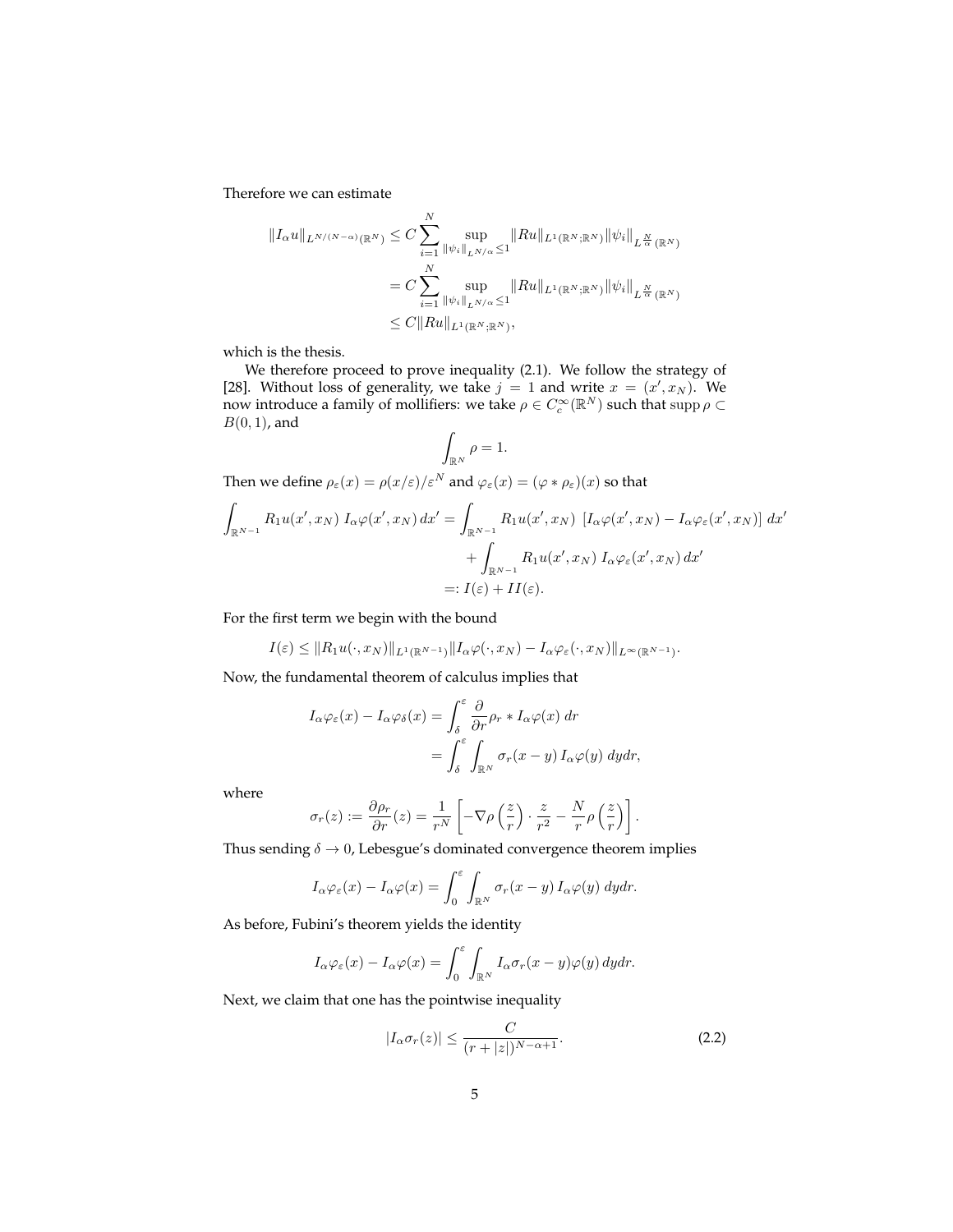Therefore we can estimate

$$
\begin{aligned}
\|I_\alpha u\|_{L^{N/(N-\alpha)}(\mathbb{R}^N)} &\leq C \sum_{i=1}^{N} \sup_{\|\psi_i\|_{L^{N/\alpha}} \leq 1} \|Ru\|_{L^1(\mathbb{R}^N;\mathbb{R}^N)} \|\psi_i\|_{L^{\frac{N}{\alpha}}(\mathbb{R}^N)} \\
&= C \sum_{i=1}^{N} \sup_{\|\psi_i\|_{L^{N/\alpha}} \leq 1} \|Ru\|_{L^1(\mathbb{R}^N;\mathbb{R}^N)} \|\psi_i\|_{L^{\frac{N}{\alpha}}(\mathbb{R}^N)} \\
&\leq C \|Ru\|_{L^1(\mathbb{R}^N;\mathbb{R}^N)},
\end{aligned}
$$

which is the thesis.

We therefore proceed to prove inequality (2.1). We follow the strategy of [28]. Without loss of generality, we take $j = 1$ and write $x = (x', x_N)$. We now introduce a family of mollifiers: we take $\rho \in C_c^\infty(\mathbb{R}^N)$ such that $\operatorname{supp} \rho \subset B(0,1)$, and

$$
\int_{\mathbb{R}^N} \rho = 1.
$$

Then we define $\rho_\varepsilon(x) = \rho(x/\varepsilon)/\varepsilon^N$ and $\varphi_\varepsilon(x) = (\varphi * \rho_\varepsilon)(x)$ so that

$$
\begin{aligned}
\int_{\mathbb{R}^{N-1}} R_1 u(x', x_N)\; I_\alpha \varphi(x', x_N)\, dx' &= \int_{\mathbb{R}^{N-1}} R_1 u(x', x_N)\; \left[I_\alpha \varphi(x', x_N) - I_\alpha \varphi_\varepsilon(x', x_N)\right] dx' \\
&\quad + \int_{\mathbb{R}^{N-1}} R_1 u(x', x_N)\; I_\alpha \varphi_\varepsilon(x', x_N)\, dx' \\
&=: I(\varepsilon) + II(\varepsilon).
\end{aligned}
$$

For the first term we begin with the bound

$$
I(\varepsilon) \leq \|R_1 u(\cdot, x_N)\|_{L^1(\mathbb{R}^{N-1})} \|I_\alpha \varphi(\cdot, x_N) - I_\alpha \varphi_\varepsilon(\cdot, x_N)\|_{L^\infty(\mathbb{R}^{N-1})}.
$$

Now, the fundamental theorem of calculus implies that

$$
\begin{aligned}
I_\alpha \varphi_\varepsilon(x) - I_\alpha \varphi_\delta(x) &= \int_\delta^\varepsilon \frac{\partial}{\partial r} \rho_r * I_\alpha \varphi(x)\; dr \\
&= \int_\delta^\varepsilon \int_{\mathbb{R}^N} \sigma_r(x-y)\, I_\alpha \varphi(y)\; dy dr,
\end{aligned}
$$

where

$$
\sigma_r(z) := \frac{\partial \rho_r}{\partial r}(z) = \frac{1}{r^N} \left[ -\nabla \rho\left(\frac{z}{r}\right) \cdot \frac{z}{r^2} - \frac{N}{r} \rho\left(\frac{z}{r}\right) \right].
$$

Thus sending $\delta \to 0$, Lebesgue's dominated convergence theorem implies

$$
I_\alpha \varphi_\varepsilon(x) - I_\alpha \varphi(x) = \int_0^\varepsilon \int_{\mathbb{R}^N} \sigma_r(x-y)\, I_\alpha \varphi(y)\; dy dr.
$$

As before, Fubini's theorem yields the identity

$$
I_\alpha \varphi_\varepsilon(x) - I_\alpha \varphi(x) = \int_0^\varepsilon \int_{\mathbb{R}^N} I_\alpha \sigma_r(x-y) \varphi(y)\, dy dr.
$$

Next, we claim that one has the pointwise inequality

$$
|I_\alpha \sigma_r(z)| \leq \frac{C}{(r + |z|)^{N-\alpha+1}}. \tag{2.2}
$$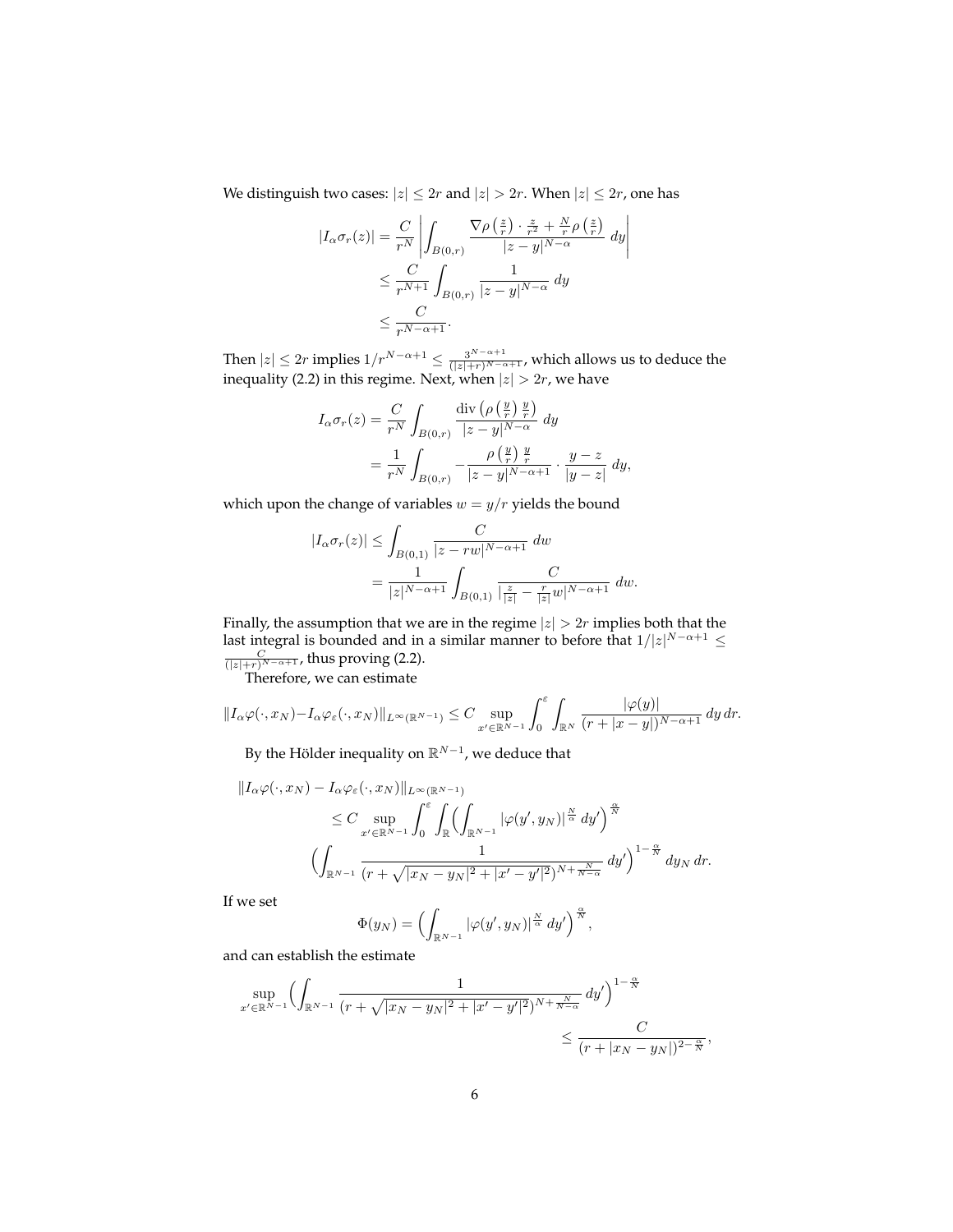We distinguish two cases: $|z| \leq 2r$ and $|z| > 2r$. When $|z| \leq 2r$, one has

$$
\begin{aligned}
|I_\alpha \sigma_r(z)| &= \frac{C}{r^N} \left| \int_{B(0,r)} \frac{\nabla \rho\left(\frac{z}{r}\right) \cdot \frac{z}{r^2} + \frac{N}{r} \rho\left(\frac{z}{r}\right)}{|z-y|^{N-\alpha}} \, dy \right| \\
&\leq \frac{C}{r^{N+1}} \int_{B(0,r)} \frac{1}{|z-y|^{N-\alpha}} \, dy \\
&\leq \frac{C}{r^{N-\alpha+1}}.
\end{aligned}
$$

Then $|z| \leq 2r$ implies $1/r^{N-\alpha+1} \leq \frac{3^{N-\alpha+1}}{(|z|+r)^{N-\alpha+1}}$, which allows us to deduce the inequality (2.2) in this regime. Next, when $|z| > 2r$, we have

$$
\begin{aligned}
I_\alpha \sigma_r(z) &= \frac{C}{r^N} \int_{B(0,r)} \frac{\operatorname{div}\left(\rho\left(\frac{y}{r}\right) \frac{y}{r}\right)}{|z-y|^{N-\alpha}} \, dy \\
&= \frac{1}{r^N} \int_{B(0,r)} - \frac{\rho\left(\frac{y}{r}\right) \frac{y}{r}}{|z-y|^{N-\alpha+1}} \cdot \frac{y-z}{|y-z|} \, dy,
\end{aligned}
$$

which upon the change of variables $w = y/r$ yields the bound

$$
\begin{aligned}
|I_\alpha \sigma_r(z)| &\leq \int_{B(0,1)} \frac{C}{|z - rw|^{N-\alpha+1}} \, dw \\
&= \frac{1}{|z|^{N-\alpha+1}} \int_{B(0,1)} \frac{C}{|\frac{z}{|z|} - \frac{r}{|z|} w|^{N-\alpha+1}} \, dw.
\end{aligned}
$$

Finally, the assumption that we are in the regime $|z| > 2r$ implies both that the last integral is bounded and in a similar manner to before that $1/|z|^{N-\alpha+1} \leq \frac{C}{(|z|+r)^{N-\alpha+1}}$, thus proving (2.2).

Therefore, we can estimate

$$
\|I_\alpha \varphi(\cdot, x_N) - I_\alpha \varphi_\varepsilon(\cdot, x_N)\|_{L^\infty(\mathbb{R}^{N-1})} \leq C \sup_{x' \in \mathbb{R}^{N-1}} \int_0^\varepsilon \int_{\mathbb{R}^N} \frac{|\varphi(y)|}{(r + |x-y|)^{N-\alpha+1}} \, dy \, dr.
$$

By the Hölder inequality on $\mathbb{R}^{N-1}$, we deduce that

$$
\begin{aligned}
&\|I_\alpha \varphi(\cdot, x_N) - I_\alpha \varphi_\varepsilon(\cdot, x_N)\|_{L^\infty(\mathbb{R}^{N-1})} \\
&\qquad \leq C \sup_{x' \in \mathbb{R}^{N-1}} \int_0^\varepsilon \int_{\mathbb{R}} \Big( \int_{\mathbb{R}^{N-1}} |\varphi(y', y_N)|^{\frac{N}{\alpha}} \, dy' \Big)^{\frac{\alpha}{N}} \\
&\qquad \Big( \int_{\mathbb{R}^{N-1}} \frac{1}{(r + \sqrt{|x_N - y_N|^2 + |x' - y'|^2})^{N + \frac{N}{N-\alpha}}} \, dy' \Big)^{1 - \frac{\alpha}{N}} \, dy_N \, dr.
\end{aligned}
$$

If we set

$$
\Phi(y_N) = \Big( \int_{\mathbb{R}^{N-1}} |\varphi(y', y_N)|^{\frac{N}{\alpha}} \, dy' \Big)^{\frac{\alpha}{N}},
$$

and can establish the estimate

$$
\sup_{x' \in \mathbb{R}^{N-1}} \Big( \int_{\mathbb{R}^{N-1}} \frac{1}{(r + \sqrt{|x_N - y_N|^2 + |x' - y'|^2})^{N + \frac{N}{N-\alpha}}} \, dy' \Big)^{1 - \frac{\alpha}{N}} \leq \frac{C}{(r + |x_N - y_N|)^{2 - \frac{\alpha}{N}}},
$$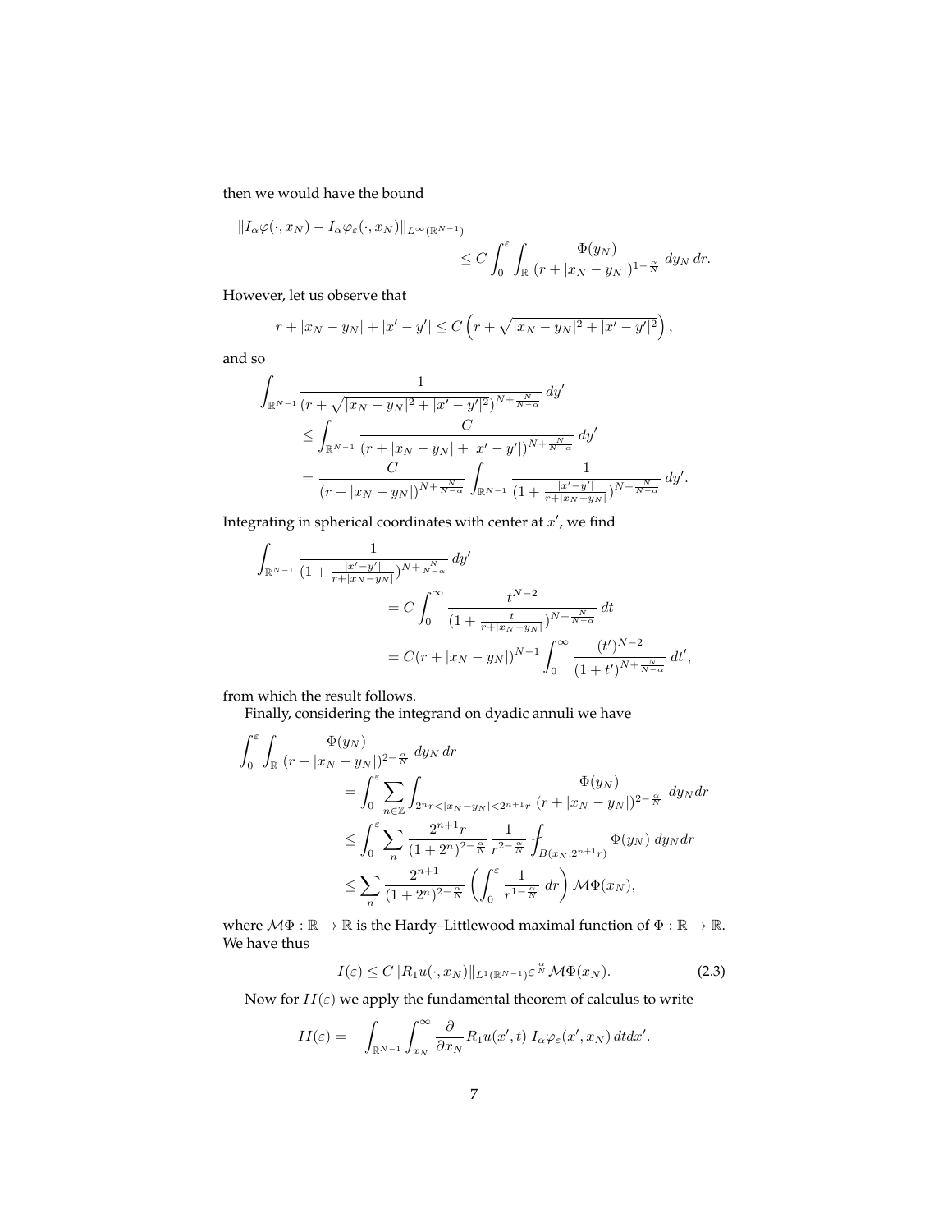then we would have the bound

$$
\|I_\alpha \varphi(\cdot, x_N) - I_\alpha \varphi_\varepsilon(\cdot, x_N)\|_{L^\infty(\mathbb{R}^{N-1})} \leq C \int_0^\varepsilon \int_{\mathbb{R}} \frac{\Phi(y_N)}{(r + |x_N - y_N|)^{1-\frac{\alpha}{N}}} \, dy_N \, dr.
$$

However, let us observe that

$$
r + |x_N - y_N| + |x' - y'| \leq C \left( r + \sqrt{|x_N - y_N|^2 + |x' - y'|^2} \right),
$$

and so

$$
\begin{aligned}
\int_{\mathbb{R}^{N-1}} & \frac{1}{(r + \sqrt{|x_N - y_N|^2 + |x' - y'|^2})^{N + \frac{N}{N-\alpha}}} \, dy' \\
&\leq \int_{\mathbb{R}^{N-1}} \frac{C}{(r + |x_N - y_N| + |x' - y'|)^{N + \frac{N}{N-\alpha}}} \, dy' \\
&= \frac{C}{(r + |x_N - y_N|)^{N + \frac{N}{N-\alpha}}} \int_{\mathbb{R}^{N-1}} \frac{1}{(1 + \frac{|x' - y'|}{r + |x_N - y_N|})^{N + \frac{N}{N-\alpha}}} \, dy'.
\end{aligned}
$$

Integrating in spherical coordinates with center at $x'$, we find

$$
\begin{aligned}
\int_{\mathbb{R}^{N-1}} & \frac{1}{(1 + \frac{|x' - y'|}{r + |x_N - y_N|})^{N + \frac{N}{N-\alpha}}} \, dy' \\
&= C \int_0^\infty \frac{t^{N-2}}{(1 + \frac{t}{r + |x_N - y_N|})^{N + \frac{N}{N-\alpha}}} \, dt \\
&= C(r + |x_N - y_N|)^{N-1} \int_0^\infty \frac{(t')^{N-2}}{(1 + t')^{N + \frac{N}{N-\alpha}}} \, dt',
\end{aligned}
$$

from which the result follows.

Finally, considering the integrand on dyadic annuli we have

$$
\begin{aligned}
\int_0^\varepsilon & \int_{\mathbb{R}} \frac{\Phi(y_N)}{(r + |x_N - y_N|)^{2-\frac{\alpha}{N}}} \, dy_N \, dr \\
&= \int_0^\varepsilon \sum_{n \in \mathbb{Z}} \int_{2^n r < |x_N - y_N| < 2^{n+1} r} \frac{\Phi(y_N)}{(r + |x_N - y_N|)^{2-\frac{\alpha}{N}}} \, dy_N dr \\
&\leq \int_0^\varepsilon \sum_n \frac{2^{n+1} r}{(1 + 2^n)^{2-\frac{\alpha}{N}}} \frac{1}{r^{2-\frac{\alpha}{N}}} \fint_{B(x_N, 2^{n+1} r)} \Phi(y_N) \, dy_N dr \\
&\leq \sum_n \frac{2^{n+1}}{(1 + 2^n)^{2-\frac{\alpha}{N}}} \left( \int_0^\varepsilon \frac{1}{r^{1-\frac{\alpha}{N}}} \, dr \right) \mathcal{M}\Phi(x_N),
\end{aligned}
$$

where $\mathcal{M}\Phi : \mathbb{R} \to \mathbb{R}$ is the Hardy–Littlewood maximal function of $\Phi : \mathbb{R} \to \mathbb{R}$. We have thus

$$
I(\varepsilon) \leq C \|R_1 u(\cdot, x_N)\|_{L^1(\mathbb{R}^{N-1})} \varepsilon^{\frac{\alpha}{N}} \mathcal{M}\Phi(x_N). \tag{2.3}
$$

Now for $II(\varepsilon)$ we apply the fundamental theorem of calculus to write

$$
II(\varepsilon) = -\int_{\mathbb{R}^{N-1}} \int_{x_N}^\infty \frac{\partial}{\partial x_N} R_1 u(x', t) \, I_\alpha \varphi_\varepsilon(x', x_N) \, dt dx'.
$$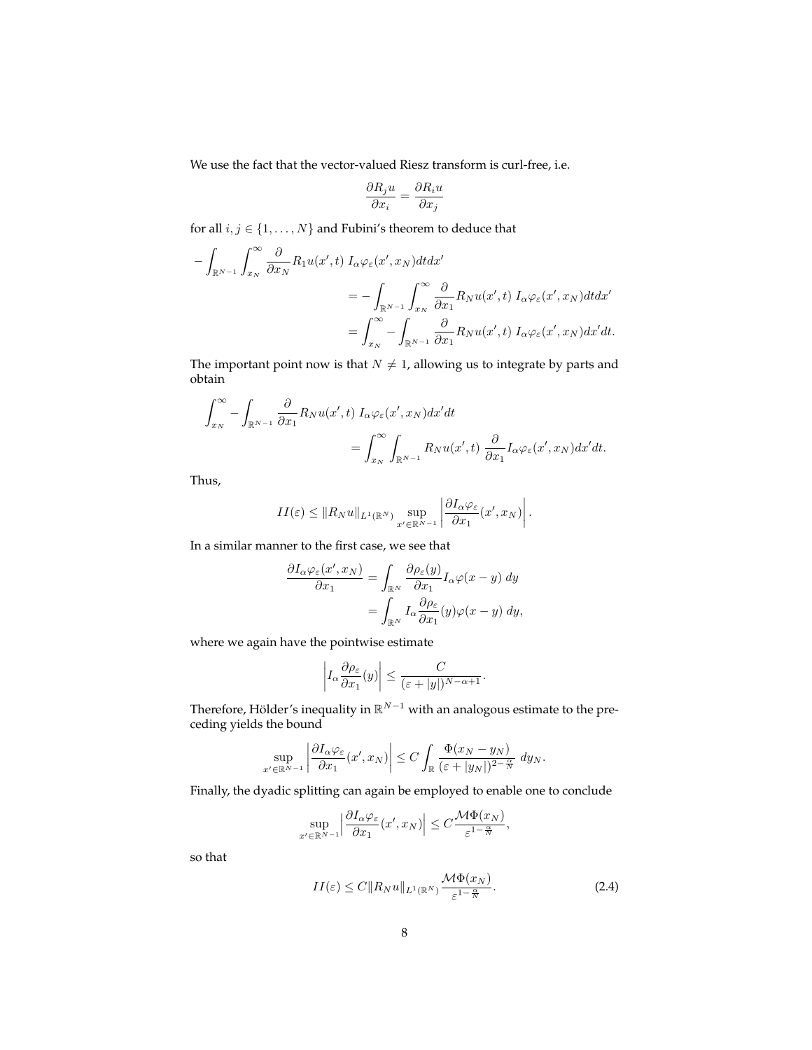We use the fact that the vector-valued Riesz transform is curl-free, i.e.

$$\frac{\partial R_j u}{\partial x_i} = \frac{\partial R_i u}{\partial x_j}$$

for all $i, j \in \{1, \ldots, N\}$ and Fubini's theorem to deduce that

$$\begin{aligned}
-\int_{\mathbb{R}^{N-1}} \int_{x_N}^{\infty} \frac{\partial}{\partial x_N} R_1 u(x', t)\; I_\alpha \varphi_\varepsilon(x', x_N) dt dx' \\
&= -\int_{\mathbb{R}^{N-1}} \int_{x_N}^{\infty} \frac{\partial}{\partial x_1} R_N u(x', t)\; I_\alpha \varphi_\varepsilon(x', x_N) dt dx' \\
&= \int_{x_N}^{\infty} - \int_{\mathbb{R}^{N-1}} \frac{\partial}{\partial x_1} R_N u(x', t)\; I_\alpha \varphi_\varepsilon(x', x_N) dx' dt.
\end{aligned}$$

The important point now is that $N \neq 1$, allowing us to integrate by parts and obtain

$$\begin{aligned}
\int_{x_N}^{\infty} - \int_{\mathbb{R}^{N-1}} \frac{\partial}{\partial x_1} R_N u(x', t)\; I_\alpha \varphi_\varepsilon(x', x_N) dx' dt \\
&= \int_{x_N}^{\infty} \int_{\mathbb{R}^{N-1}} R_N u(x', t)\; \frac{\partial}{\partial x_1} I_\alpha \varphi_\varepsilon(x', x_N) dx' dt.
\end{aligned}$$

Thus,

$$II(\varepsilon) \leq \|R_N u\|_{L^1(\mathbb{R}^N)} \sup_{x' \in \mathbb{R}^{N-1}} \left| \frac{\partial I_\alpha \varphi_\varepsilon}{\partial x_1}(x', x_N) \right|.$$

In a similar manner to the first case, we see that

$$\begin{aligned}
\frac{\partial I_\alpha \varphi_\varepsilon(x', x_N)}{\partial x_1} &= \int_{\mathbb{R}^N} \frac{\partial \rho_\varepsilon(y)}{\partial x_1} I_\alpha \varphi(x - y)\; dy \\
&= \int_{\mathbb{R}^N} I_\alpha \frac{\partial \rho_\varepsilon}{\partial x_1}(y) \varphi(x - y)\; dy,
\end{aligned}$$

where we again have the pointwise estimate

$$\left| I_\alpha \frac{\partial \rho_\varepsilon}{\partial x_1}(y) \right| \leq \frac{C}{(\varepsilon + |y|)^{N - \alpha + 1}}.$$

Therefore, Hölder's inequality in $\mathbb{R}^{N-1}$ with an analogous estimate to the preceding yields the bound

$$\sup_{x' \in \mathbb{R}^{N-1}} \left| \frac{\partial I_\alpha \varphi_\varepsilon}{\partial x_1}(x', x_N) \right| \leq C \int_{\mathbb{R}} \frac{\Phi(x_N - y_N)}{(\varepsilon + |y_N|)^{2 - \frac{\alpha}{N}}}\; dy_N.$$

Finally, the dyadic splitting can again be employed to enable one to conclude

$$\sup_{x' \in \mathbb{R}^{N-1}} \left| \frac{\partial I_\alpha \varphi_\varepsilon}{\partial x_1}(x', x_N) \right| \leq C \frac{\mathcal{M}\Phi(x_N)}{\varepsilon^{1 - \frac{\alpha}{N}}},$$

so that

$$II(\varepsilon) \leq C \|R_N u\|_{L^1(\mathbb{R}^N)} \frac{\mathcal{M}\Phi(x_N)}{\varepsilon^{1 - \frac{\alpha}{N}}}. \tag{2.4}$$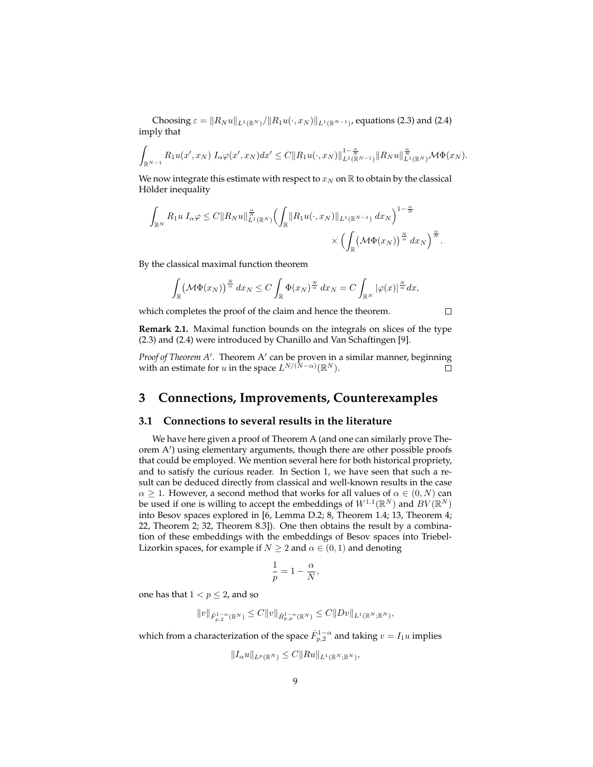Choosing $\varepsilon = \|R_N u\|_{L^1(\mathbb{R}^N)}/\|R_1 u(\cdot, x_N)\|_{L^1(\mathbb{R}^{N-1})}$, equations (2.3) and (2.4) imply that

$$\int_{\mathbb{R}^{N-1}} R_1 u(x', x_N)\; I_\alpha \varphi(x', x_N) dx' \leq C \|R_1 u(\cdot, x_N)\|_{L^1(\mathbb{R}^{N-1})}^{1-\frac{\alpha}{N}} \|R_N u\|_{L^1(\mathbb{R}^N)}^{\frac{\alpha}{N}} \mathcal{M}\Phi(x_N).$$

We now integrate this estimate with respect to $x_N$ on $\mathbb{R}$ to obtain by the classical Hölder inequality

$$\int_{\mathbb{R}^N} R_1 u \; I_\alpha \varphi \leq C \|R_N u\|_{L^1(\mathbb{R}^N)}^{\frac{\alpha}{N}} \Big( \int_{\mathbb{R}} \|R_1 u(\cdot, x_N)\|_{L^1(\mathbb{R}^{N-1})} \, dx_N \Big)^{1-\frac{\alpha}{N}} \times \Big( \int_{\mathbb{R}} \big(\mathcal{M}\Phi(x_N)\big)^{\frac{N}{\alpha}} \, dx_N \Big)^{\frac{\alpha}{N}}.$$

By the classical maximal function theorem

$$\int_{\mathbb{R}} \big(\mathcal{M}\Phi(x_N)\big)^{\frac{N}{\alpha}} \, dx_N \leq C \int_{\mathbb{R}} \Phi(x_N)^{\frac{N}{\alpha}} \, dx_N = C \int_{\mathbb{R}^N} |\varphi(x)|^{\frac{N}{\alpha}} dx,$$

which completes the proof of the claim and hence the theorem. □

**Remark 2.1.** Maximal function bounds on the integrals on slices of the type (2.3) and (2.4) were introduced by Chanillo and Van Schaftingen [9].

*Proof of Theorem A′.* Theorem A′ can be proven in a similar manner, beginning with an estimate for $u$ in the space $L^{N/(N-\alpha)}(\mathbb{R}^N)$. □

# 3 Connections, Improvements, Counterexamples

## 3.1 Connections to several results in the literature

We have here given a proof of Theorem A (and one can similarly prove Theorem A′) using elementary arguments, though there are other possible proofs that could be employed. We mention several here for both historical propriety, and to satisfy the curious reader. In Section 1, we have seen that such a result can be deduced directly from classical and well-known results in the case $\alpha \geq 1$. However, a second method that works for all values of $\alpha \in (0, N)$ can be used if one is willing to accept the embeddings of $W^{1,1}(\mathbb{R}^N)$ and $BV(\mathbb{R}^N)$ into Besov spaces explored in [6, Lemma D.2; 8, Theorem 1.4; 13, Theorem 4; 22, Theorem 2; 32, Theorem 8.3]). One then obtains the result by a combination of these embeddings with the embeddings of Besov spaces into Triebel-Lizorkin spaces, for example if $N \geq 2$ and $\alpha \in (0,1)$ and denoting

$$\frac{1}{p} = 1 - \frac{\alpha}{N},$$

one has that $1 < p \leq 2$, and so

$$\|v\|_{\dot{F}^{1-\alpha}_{p,2}(\mathbb{R}^N)} \leq C \|v\|_{\dot{B}^{1-\alpha}_{p,p}(\mathbb{R}^N)} \leq C \|Dv\|_{L^1(\mathbb{R}^N;\mathbb{R}^N)},$$

which from a characterization of the space $\dot{F}^{1-\alpha}_{p,2}$ and taking $v = I_1 u$ implies

$$\|I_\alpha u\|_{L^p(\mathbb{R}^N)} \leq C \|Ru\|_{L^1(\mathbb{R}^N;\mathbb{R}^N)},$$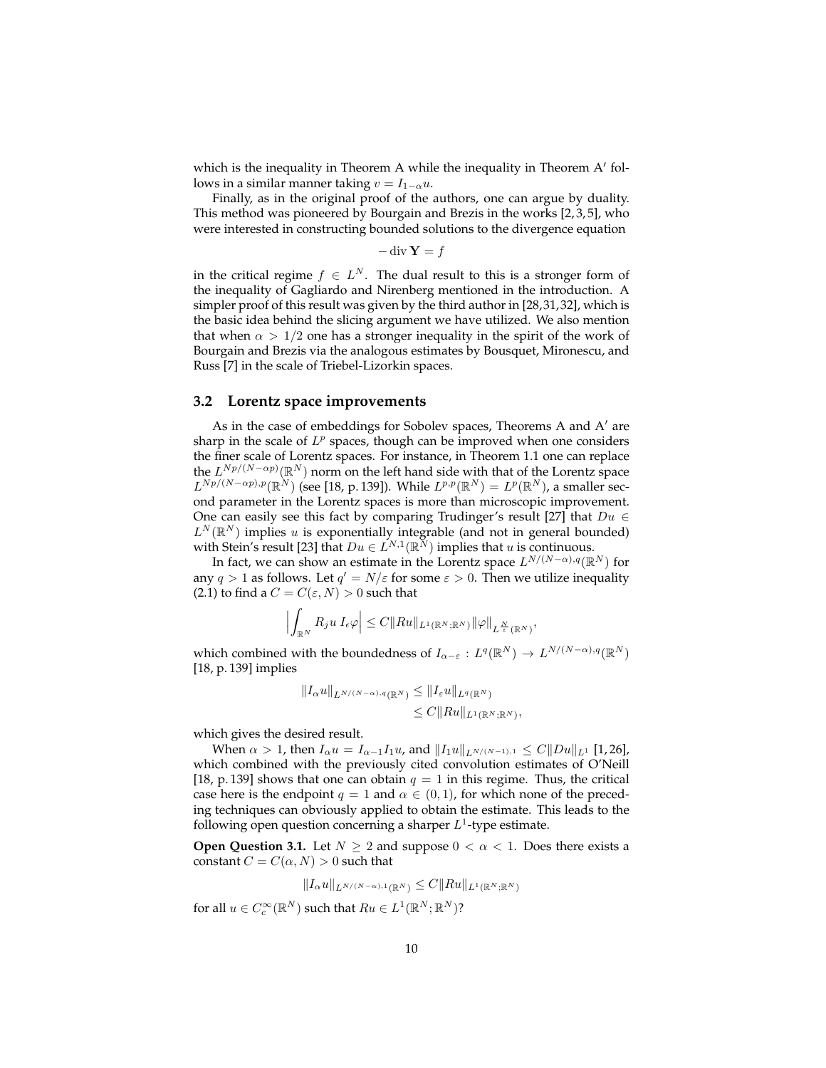which is the inequality in Theorem A while the inequality in Theorem A′ follows in a similar manner taking $v = I_{1-\alpha}u$.

Finally, as in the original proof of the authors, one can argue by duality. This method was pioneered by Bourgain and Brezis in the works [2, 3, 5], who were interested in constructing bounded solutions to the divergence equation

$$-\operatorname{div} \mathbf{Y} = f$$

in the critical regime $f \in L^N$. The dual result to this is a stronger form of the inequality of Gagliardo and Nirenberg mentioned in the introduction. A simpler proof of this result was given by the third author in [28,31,32], which is the basic idea behind the slicing argument we have utilized. We also mention that when $\alpha > 1/2$ one has a stronger inequality in the spirit of the work of Bourgain and Brezis via the analogous estimates by Bousquet, Mironescu, and Russ [7] in the scale of Triebel-Lizorkin spaces.

### 3.2 Lorentz space improvements

As in the case of embeddings for Sobolev spaces, Theorems A and A′ are sharp in the scale of $L^p$ spaces, though can be improved when one considers the finer scale of Lorentz spaces. For instance, in Theorem 1.1 one can replace the $L^{Np/(N-\alpha p)}(\mathbb{R}^N)$ norm on the left hand side with that of the Lorentz space $L^{Np/(N-\alpha p),p}(\mathbb{R}^N)$ (see [18, p. 139]). While $L^{p,p}(\mathbb{R}^N) = L^p(\mathbb{R}^N)$, a smaller second parameter in the Lorentz spaces is more than microscopic improvement. One can easily see this fact by comparing Trudinger's result [27] that $Du \in L^N(\mathbb{R}^N)$ implies $u$ is exponentially integrable (and not in general bounded) with Stein's result [23] that $Du \in L^{N,1}(\mathbb{R}^N)$ implies that $u$ is continuous.

In fact, we can show an estimate in the Lorentz space $L^{N/(N-\alpha),q}(\mathbb{R}^N)$ for any $q > 1$ as follows. Let $q' = N/\varepsilon$ for some $\varepsilon > 0$. Then we utilize inequality (2.1) to find a $C = C(\varepsilon, N) > 0$ such that

$$\Big|\int_{\mathbb{R}^N} R_j u\, I_\epsilon \varphi\Big| \leq C\|Ru\|_{L^1(\mathbb{R}^N;\mathbb{R}^N)}\|\varphi\|_{L^{\frac{N}{\varepsilon}}(\mathbb{R}^N)},$$

which combined with the boundedness of $I_{\alpha-\varepsilon} : L^q(\mathbb{R}^N) \to L^{N/(N-\alpha),q}(\mathbb{R}^N)$ [18, p. 139] implies

$$\begin{aligned}\|I_\alpha u\|_{L^{N/(N-\alpha),q}(\mathbb{R}^N)} &\leq \|I_\varepsilon u\|_{L^q(\mathbb{R}^N)} \\ &\leq C\|Ru\|_{L^1(\mathbb{R}^N;\mathbb{R}^N)},\end{aligned}$$

which gives the desired result.

When $\alpha > 1$, then $I_\alpha u = I_{\alpha-1} I_1 u$, and $\|I_1 u\|_{L^{N/(N-1),1}} \leq C\|Du\|_{L^1}$ [1, 26], which combined with the previously cited convolution estimates of O'Neill [18, p. 139] shows that one can obtain $q = 1$ in this regime. Thus, the critical case here is the endpoint $q = 1$ and $\alpha \in (0, 1)$, for which none of the preceding techniques can obviously applied to obtain the estimate. This leads to the following open question concerning a sharper $L^1$-type estimate.

**Open Question 3.1.** Let $N \geq 2$ and suppose $0 < \alpha < 1$. Does there exists a constant $C = C(\alpha, N) > 0$ such that

$$\|I_\alpha u\|_{L^{N/(N-\alpha),1}(\mathbb{R}^N)} \leq C\|Ru\|_{L^1(\mathbb{R}^N;\mathbb{R}^N)}$$

for all $u \in C_c^\infty(\mathbb{R}^N)$ such that $Ru \in L^1(\mathbb{R}^N;\mathbb{R}^N)$?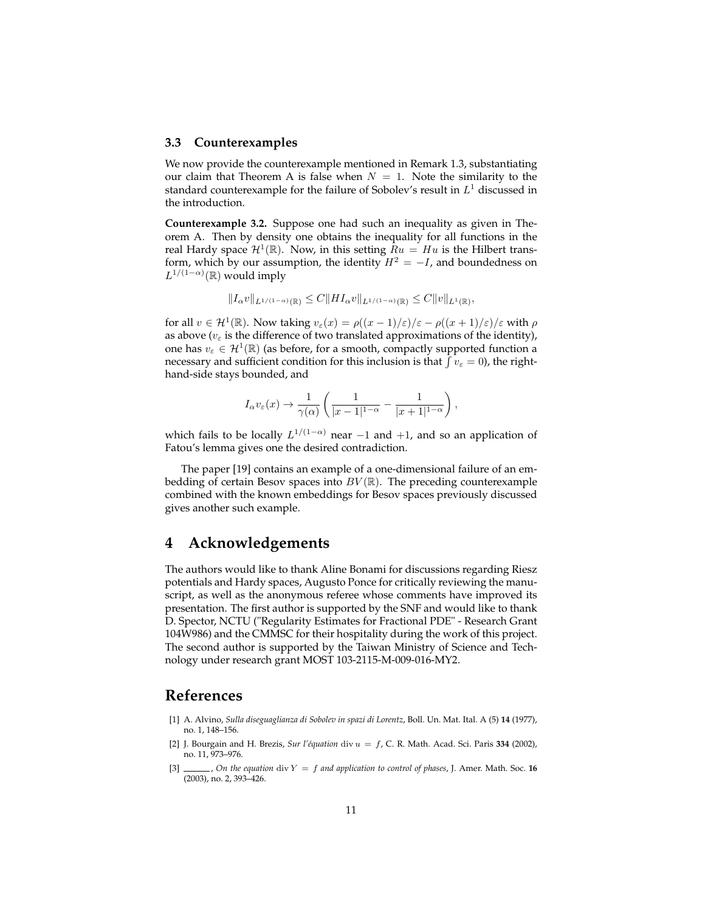### 3.3 Counterexamples

We now provide the counterexample mentioned in Remark 1.3, substantiating our claim that Theorem A is false when $N = 1$. Note the similarity to the standard counterexample for the failure of Sobolev's result in $L^1$ discussed in the introduction.

**Counterexample 3.2.** Suppose one had such an inequality as given in Theorem A. Then by density one obtains the inequality for all functions in the real Hardy space $\mathcal{H}^1(\mathbb{R})$. Now, in this setting $Ru = Hu$ is the Hilbert transform, which by our assumption, the identity $H^2 = -I$, and boundedness on $L^{1/(1-\alpha)}(\mathbb{R})$ would imply

$$\|I_\alpha v\|_{L^{1/(1-\alpha)}(\mathbb{R})} \leq C\|HI_\alpha v\|_{L^{1/(1-\alpha)}(\mathbb{R})} \leq C\|v\|_{L^1(\mathbb{R})},$$

for all $v \in \mathcal{H}^1(\mathbb{R})$. Now taking $v_\varepsilon(x) = \rho((x-1)/\varepsilon)/\varepsilon - \rho((x+1)/\varepsilon)/\varepsilon$ with $\rho$ as above ($v_\varepsilon$ is the difference of two translated approximations of the identity), one has $v_\varepsilon \in \mathcal{H}^1(\mathbb{R})$ (as before, for a smooth, compactly supported function a necessary and sufficient condition for this inclusion is that $\int v_\varepsilon = 0$), the right-hand-side stays bounded, and

$$I_\alpha v_\varepsilon(x) \to \frac{1}{\gamma(\alpha)}\left(\frac{1}{|x-1|^{1-\alpha}} - \frac{1}{|x+1|^{1-\alpha}}\right),$$

which fails to be locally $L^{1/(1-\alpha)}$ near $-1$ and $+1$, and so an application of Fatou's lemma gives one the desired contradiction.

The paper [19] contains an example of a one-dimensional failure of an embedding of certain Besov spaces into $BV(\mathbb{R})$. The preceding counterexample combined with the known embeddings for Besov spaces previously discussed gives another such example.

# 4 Acknowledgements

The authors would like to thank Aline Bonami for discussions regarding Riesz potentials and Hardy spaces, Augusto Ponce for critically reviewing the manuscript, as well as the anonymous referee whose comments have improved its presentation. The first author is supported by the SNF and would like to thank D. Spector, NCTU ("Regularity Estimates for Fractional PDE" - Research Grant 104W986) and the CMMSC for their hospitality during the work of this project. The second author is supported by the Taiwan Ministry of Science and Technology under research grant MOST 103-2115-M-009-016-MY2.

# References

[1] A. Alvino, *Sulla diseguaglianza di Sobolev in spazi di Lorentz*, Boll. Un. Mat. Ital. A (5) **14** (1977), no. 1, 148–156.

[2] J. Bourgain and H. Brezis, *Sur l'équation* $\operatorname{div} u = f$, C. R. Math. Acad. Sci. Paris **334** (2002), no. 11, 973–976.

[3] ______, *On the equation* $\operatorname{div} Y = f$ *and application to control of phases*, J. Amer. Math. Soc. **16** (2003), no. 2, 393–426.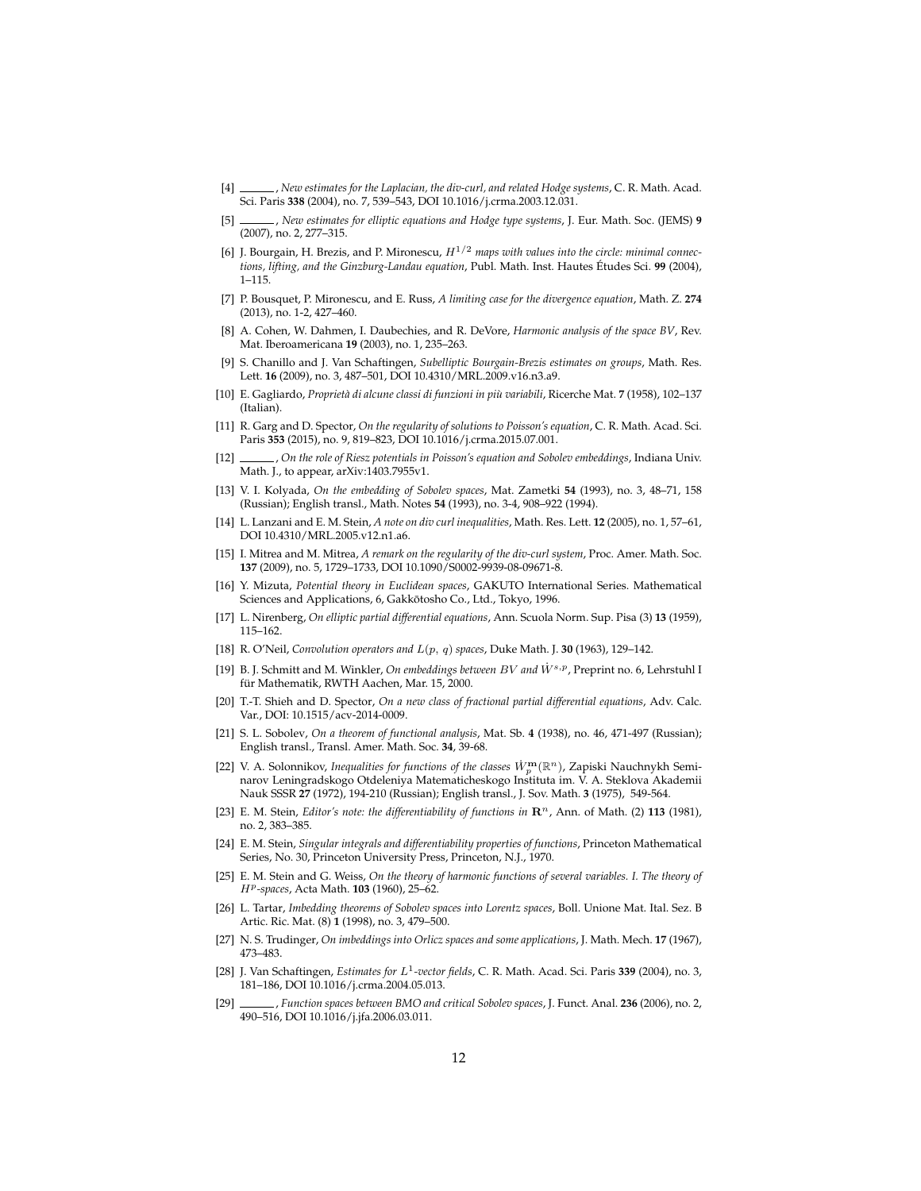[4] ______, *New estimates for the Laplacian, the div-curl, and related Hodge systems*, C. R. Math. Acad. Sci. Paris **338** (2004), no. 7, 539–543, DOI 10.1016/j.crma.2003.12.031.

[5] ______, *New estimates for elliptic equations and Hodge type systems*, J. Eur. Math. Soc. (JEMS) **9** (2007), no. 2, 277–315.

[6] J. Bourgain, H. Brezis, and P. Mironescu, *$H^{1/2}$ maps with values into the circle: minimal connections, lifting, and the Ginzburg-Landau equation*, Publ. Math. Inst. Hautes Études Sci. **99** (2004), 1–115.

[7] P. Bousquet, P. Mironescu, and E. Russ, *A limiting case for the divergence equation*, Math. Z. **274** (2013), no. 1-2, 427–460.

[8] A. Cohen, W. Dahmen, I. Daubechies, and R. DeVore, *Harmonic analysis of the space $BV$*, Rev. Mat. Iberoamericana **19** (2003), no. 1, 235–263.

[9] S. Chanillo and J. Van Schaftingen, *Subelliptic Bourgain-Brezis estimates on groups*, Math. Res. Lett. **16** (2009), no. 3, 487–501, DOI 10.4310/MRL.2009.v16.n3.a9.

[10] E. Gagliardo, *Proprietà di alcune classi di funzioni in più variabili*, Ricerche Mat. **7** (1958), 102–137 (Italian).

[11] R. Garg and D. Spector, *On the regularity of solutions to Poisson's equation*, C. R. Math. Acad. Sci. Paris **353** (2015), no. 9, 819–823, DOI 10.1016/j.crma.2015.07.001.

[12] ______, *On the role of Riesz potentials in Poisson's equation and Sobolev embeddings*, Indiana Univ. Math. J., to appear, arXiv:1403.7955v1.

[13] V. I. Kolyada, *On the embedding of Sobolev spaces*, Mat. Zametki **54** (1993), no. 3, 48–71, 158 (Russian); English transl., Math. Notes **54** (1993), no. 3-4, 908–922 (1994).

[14] L. Lanzani and E. M. Stein, *A note on div curl inequalities*, Math. Res. Lett. **12** (2005), no. 1, 57–61, DOI 10.4310/MRL.2005.v12.n1.a6.

[15] I. Mitrea and M. Mitrea, *A remark on the regularity of the div-curl system*, Proc. Amer. Math. Soc. **137** (2009), no. 5, 1729–1733, DOI 10.1090/S0002-9939-08-09671-8.

[16] Y. Mizuta, *Potential theory in Euclidean spaces*, GAKUTO International Series. Mathematical Sciences and Applications, 6, Gakkōtosho Co., Ltd., Tokyo, 1996.

[17] L. Nirenberg, *On elliptic partial differential equations*, Ann. Scuola Norm. Sup. Pisa (3) **13** (1959), 115–162.

[18] R. O'Neil, *Convolution operators and $L(p,\,q)$ spaces*, Duke Math. J. **30** (1963), 129–142.

[19] B. J. Schmitt and M. Winkler, *On embeddings between $BV$ and $\dot{W}^{s,p}$*, Preprint no. 6, Lehrstuhl I für Mathematik, RWTH Aachen, Mar. 15, 2000.

[20] T.-T. Shieh and D. Spector, *On a new class of fractional partial differential equations*, Adv. Calc. Var., DOI: 10.1515/acv-2014-0009.

[21] S. L. Sobolev, *On a theorem of functional analysis*, Mat. Sb. **4** (1938), no. 46, 471-497 (Russian); English transl., Transl. Amer. Math. Soc. **34**, 39-68.

[22] V. A. Solonnikov, *Inequalities for functions of the classes $\dot{W}_p^{\mathbf{m}}(\mathbb{R}^n)$*, Zapiski Nauchnykh Seminarov Leningradskogo Otdeleniya Matematicheskogo Instituta im. V. A. Steklova Akademii Nauk SSSR **27** (1972), 194-210 (Russian); English transl., J. Sov. Math. **3** (1975), 549-564.

[23] E. M. Stein, *Editor's note: the differentiability of functions in $\mathbf{R}^n$*, Ann. of Math. (2) **113** (1981), no. 2, 383–385.

[24] E. M. Stein, *Singular integrals and differentiability properties of functions*, Princeton Mathematical Series, No. 30, Princeton University Press, Princeton, N.J., 1970.

[25] E. M. Stein and G. Weiss, *On the theory of harmonic functions of several variables. I. The theory of $H^p$-spaces*, Acta Math. **103** (1960), 25–62.

[26] L. Tartar, *Imbedding theorems of Sobolev spaces into Lorentz spaces*, Boll. Unione Mat. Ital. Sez. B Artic. Ric. Mat. (8) **1** (1998), no. 3, 479–500.

[27] N. S. Trudinger, *On imbeddings into Orlicz spaces and some applications*, J. Math. Mech. **17** (1967), 473–483.

[28] J. Van Schaftingen, *Estimates for $L^1$-vector fields*, C. R. Math. Acad. Sci. Paris **339** (2004), no. 3, 181–186, DOI 10.1016/j.crma.2004.05.013.

[29] ______, *Function spaces between BMO and critical Sobolev spaces*, J. Funct. Anal. **236** (2006), no. 2, 490–516, DOI 10.1016/j.jfa.2006.03.011.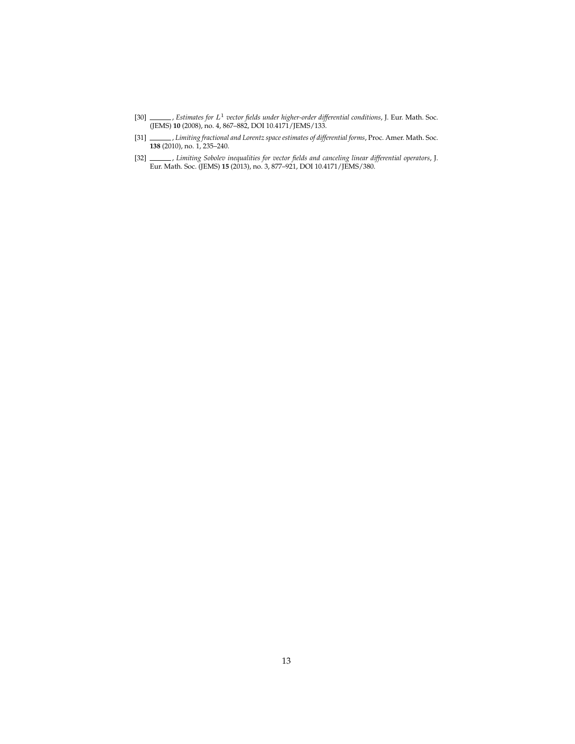[30] ______, *Estimates for $L^1$ vector fields under higher-order differential conditions*, J. Eur. Math. Soc. (JEMS) **10** (2008), no. 4, 867–882, DOI 10.4171/JEMS/133.

[31] ______, *Limiting fractional and Lorentz space estimates of differential forms*, Proc. Amer. Math. Soc. **138** (2010), no. 1, 235–240.

[32] ______, *Limiting Sobolev inequalities for vector fields and canceling linear differential operators*, J. Eur. Math. Soc. (JEMS) **15** (2013), no. 3, 877–921, DOI 10.4171/JEMS/380.